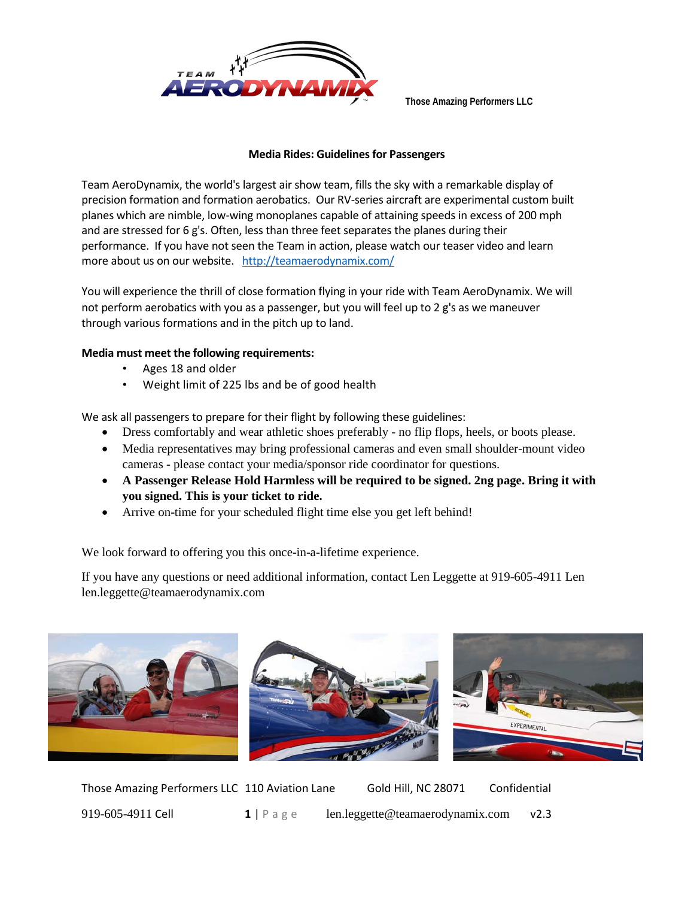Those Amazing Performers LLC

## Media Rides: Guidelines for Passengers

Team AeroDynamix, the world's largest air show team, fills the sky with a remarkable display of precision formation and formation aerobatics. Our RV-series aircraft are experimental custom built planes which are nimble, low-wing monoplanes capable of attaining speeds in excess of 200 mph and are stressed for 6 g's. Often, less than three feet separates the planes during their performance. If you have not seen the Team in action, please watch our teaser video and learn more about us on our website. http://teamaerodynamix.com/

You will experience the thrill of close formation flying in your ride with Team AeroDynamix. We will not perform aerobatics with you as a passenger, but you will feel up to 2 g's as we maneuver through various formations and in the pitch up to land.

**Media must meet the following requirements:**

- Ages 18 and older
- Weight limit of 225 lbs and be of good health

We ask all passengers to prepare for their flight by following these guidelines:

- Dress comfortably and wear athletic shoes preferably - no flip flops, heels, or boots please.
- Media representatives may bring professional cameras and even small shoulder-mount video cameras - please contact your media/sponsor ride coordinator for questions.
- **A Passenger Release Hold Harmless will be required to be signed. 2ng page. Bring it with you signed. This is your ticket to ride.**
- Arrive on-time for your scheduled flight time else you get left behind!

We look forward to offering you this once-in-a-lifetime experience.

If you have any questions or need additional information, contact Len Leggette at 919-605-4911 Len len.leggette@teamaerodynamix.com

Those Amazing Performers LLC 110 Aviation Lane Gold Hill, NC 28071 Confidential

919-605-4911 Cell len.leggette@teamaerodynamix.com v2.3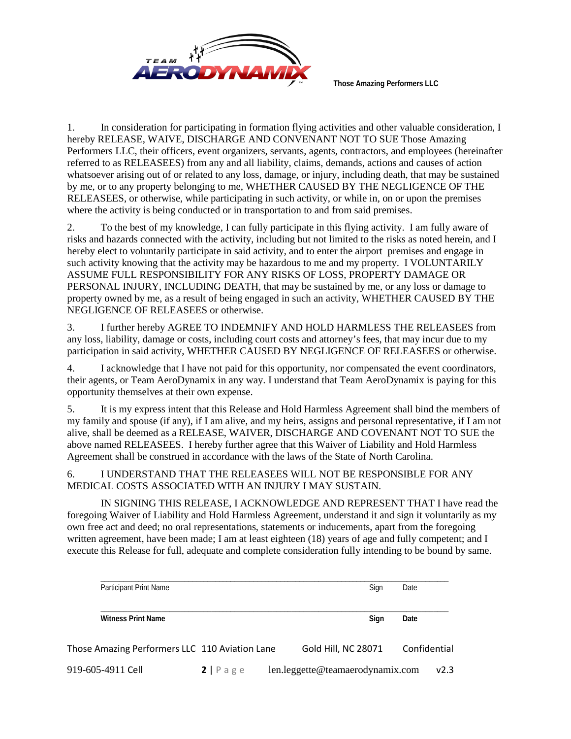Those Amazing Performers LLC

1. In consideration for participating in formation flying activities and other valuable consideration, I hereby RELEASE, WAIVE, DISCHARGE AND CONVENANT NOT TO SUE Those Amazing Performers LLC, their officers, event organizers, servants, agents, contractors, and employees (hereinafter referred to as RELEASEES) from any and all liability, claims, demands, actions and causes of action whatsoever arising out of or related to any loss, damage, or injury, including death, that may be sustained by me, or to any property belonging to me, WHETHER CAUSED BY THE NEGLIGENCE OF THE RELEASEES, or otherwise, while participating in such activity, or while in, on or upon the premises where the activity is being conducted or in transportation to and from said premises.

2. To the best of my knowledge, I can fully participate in this flying activity. I am fully aware of risks and hazards connected with the activity, including but not limited to the risks as noted herein, and I hereby elect to voluntarily participate in said activity, and to enter the airport premises and engage in such activity knowing that the activity may be hazardous to me and my property. I VOLUNTARILY ASSUME FULL RESPONSIBILITY FOR ANY RISKS OF LOSS, PROPERTY DAMAGE OR PERSONAL INJURY, INCLUDING DEATH, that may be sustained by me, or any loss or damage to property owned by me, as a result of being engaged in such an activity, WHETHER CAUSED BY THE NEGLIGENCE OF RELEASEES or otherwise.

3. I further hereby AGREE TO INDEMNIFY AND HOLD HARMLESS THE RELEASEES from any loss, liability, damage or costs, including court costs and attorney's fees, that may incur due to my participation in said activity, WHETHER CAUSED BY NEGLIGENCE OF RELEASEES or otherwise.

4. I acknowledge that I have not paid for this opportunity, nor compensated the event coordinators, their agents, or Team AeroDynamix in any way. I understand that Team AeroDynamix is paying for this opportunity themselves at their own expense.

5. It is my express intent that this Release and Hold Harmless Agreement shall bind the members of my family and spouse (if any), if I am alive, and my heirs, assigns and personal representative, if I am not alive, shall be deemed as a RELEASE, WAIVER, DISCHARGE AND COVENANT NOT TO SUE the above named RELEASEES. I hereby further agree that this Waiver of Liability and Hold Harmless Agreement shall be construed in accordance with the laws of the State of North Carolina.

6. I UNDERSTAND THAT THE RELEASEES WILL NOT BE RESPONSIBLE FOR ANY MEDICAL COSTS ASSOCIATED WITH AN INJURY I MAY SUSTAIN.

IN SIGNING THIS RELEASE, I ACKNOWLEDGE AND REPRESENT THAT I have read the foregoing Waiver of Liability and Hold Harmless Agreement, understand it and sign it voluntarily as my own free act and deed; no oral representations, statements or inducements, apart from the foregoing written agreement, have been made; I am at least eighteen (18) years of age and fully competent; and I execute this Release for full, adequate and complete consideration fully intending to be bound by same.

\_\_\_\_\_\_\_\_\_\_\_\_\_\_\_\_\_\_\_\_\_\_\_\_\_\_\_\_\_\_\_\_\_\_\_\_\_\_\_\_\_\_\_\_\_\_\_\_\_\_\_\_\_\_\_\_\_\_\_\_

Participant Print Name Sign Date

\_\_\_\_\_\_\_\_\_\_\_\_\_\_\_\_\_\_\_\_\_\_\_\_\_\_\_\_\_\_\_\_\_\_\_\_\_\_\_\_\_\_\_\_\_\_\_\_\_\_\_\_\_\_\_\_\_\_\_\_

**Witness Print Name** **Sign** **Date**

Those Amazing Performers LLC 110 Aviation Lane Gold Hill, NC 28071 Confidential

919-605-4911 Cell len.leggette@teamaerodynamix.com v2.3